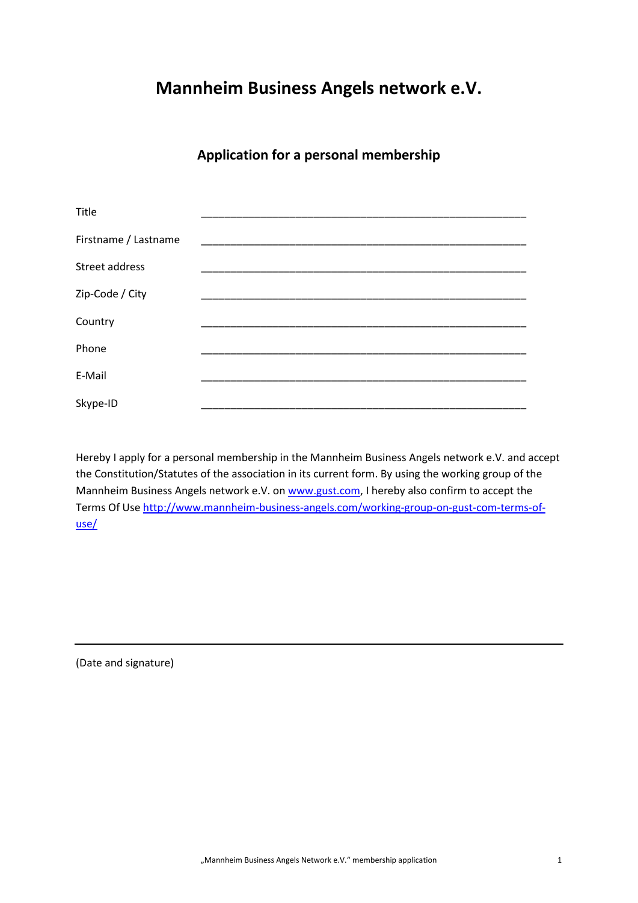# Mannheim Business Angels network e.V.

## Application for a personal membership

| | |
|---|---|
| Title | _______________________________________________ |
| Firstname / Lastname | _______________________________________________ |
| Street address | _______________________________________________ |
| Zip-Code / City | _______________________________________________ |
| Country | _______________________________________________ |
| Phone | _______________________________________________ |
| E-Mail | _______________________________________________ |
| Skype-ID | _______________________________________________ |

Hereby I apply for a personal membership in the Mannheim Business Angels network e.V. and accept the Constitution/Statutes of the association in its current form. By using the working group of the Mannheim Business Angels network e.V. on [www.gust.com](http://www.gust.com), I hereby also confirm to accept the Terms Of Use [http://www.mannheim-business-angels.com/working-group-on-gust-com-terms-of-use/](http://www.mannheim-business-angels.com/working-group-on-gust-com-terms-of-use/)

______________________________________________________________________

(Date and signature)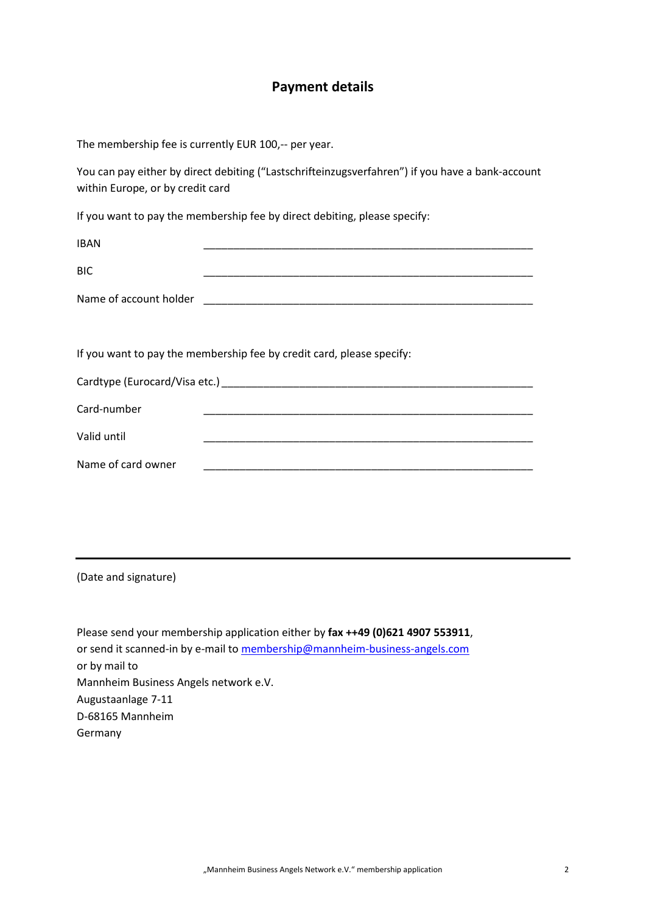## Payment details

The membership fee is currently EUR 100,-- per year.

You can pay either by direct debiting ("Lastschrifteinzugsverfahren") if you have a bank-account within Europe, or by credit card

If you want to pay the membership fee by direct debiting, please specify:

IBAN \_\_\_\_\_\_\_\_\_\_\_\_\_\_\_\_\_\_\_\_\_\_\_\_\_\_\_\_\_\_\_\_\_\_\_\_\_\_\_\_\_\_\_\_\_\_\_\_\_\_\_\_\_\_

BIC \_\_\_\_\_\_\_\_\_\_\_\_\_\_\_\_\_\_\_\_\_\_\_\_\_\_\_\_\_\_\_\_\_\_\_\_\_\_\_\_\_\_\_\_\_\_\_\_\_\_\_\_\_\_

Name of account holder \_\_\_\_\_\_\_\_\_\_\_\_\_\_\_\_\_\_\_\_\_\_\_\_\_\_\_\_\_\_\_\_\_\_\_\_\_\_\_\_\_\_\_\_\_\_\_\_\_\_\_\_\_\_

If you want to pay the membership fee by credit card, please specify:

Cardtype (Eurocard/Visa etc.) \_\_\_\_\_\_\_\_\_\_\_\_\_\_\_\_\_\_\_\_\_\_\_\_\_\_\_\_\_\_\_\_\_\_\_\_\_\_\_\_\_\_\_\_\_\_\_\_\_\_\_\_\_\_

Card-number \_\_\_\_\_\_\_\_\_\_\_\_\_\_\_\_\_\_\_\_\_\_\_\_\_\_\_\_\_\_\_\_\_\_\_\_\_\_\_\_\_\_\_\_\_\_\_\_\_\_\_\_\_\_

Valid until \_\_\_\_\_\_\_\_\_\_\_\_\_\_\_\_\_\_\_\_\_\_\_\_\_\_\_\_\_\_\_\_\_\_\_\_\_\_\_\_\_\_\_\_\_\_\_\_\_\_\_\_\_\_

Name of card owner \_\_\_\_\_\_\_\_\_\_\_\_\_\_\_\_\_\_\_\_\_\_\_\_\_\_\_\_\_\_\_\_\_\_\_\_\_\_\_\_\_\_\_\_\_\_\_\_\_\_\_\_\_\_

---

(Date and signature)

Please send your membership application either by **fax ++49 (0)621 4907 553911**,
or send it scanned-in by e-mail to membership@mannheim-business-angels.com
or by mail to
Mannheim Business Angels network e.V.
Augustaanlage 7-11
D-68165 Mannheim
Germany